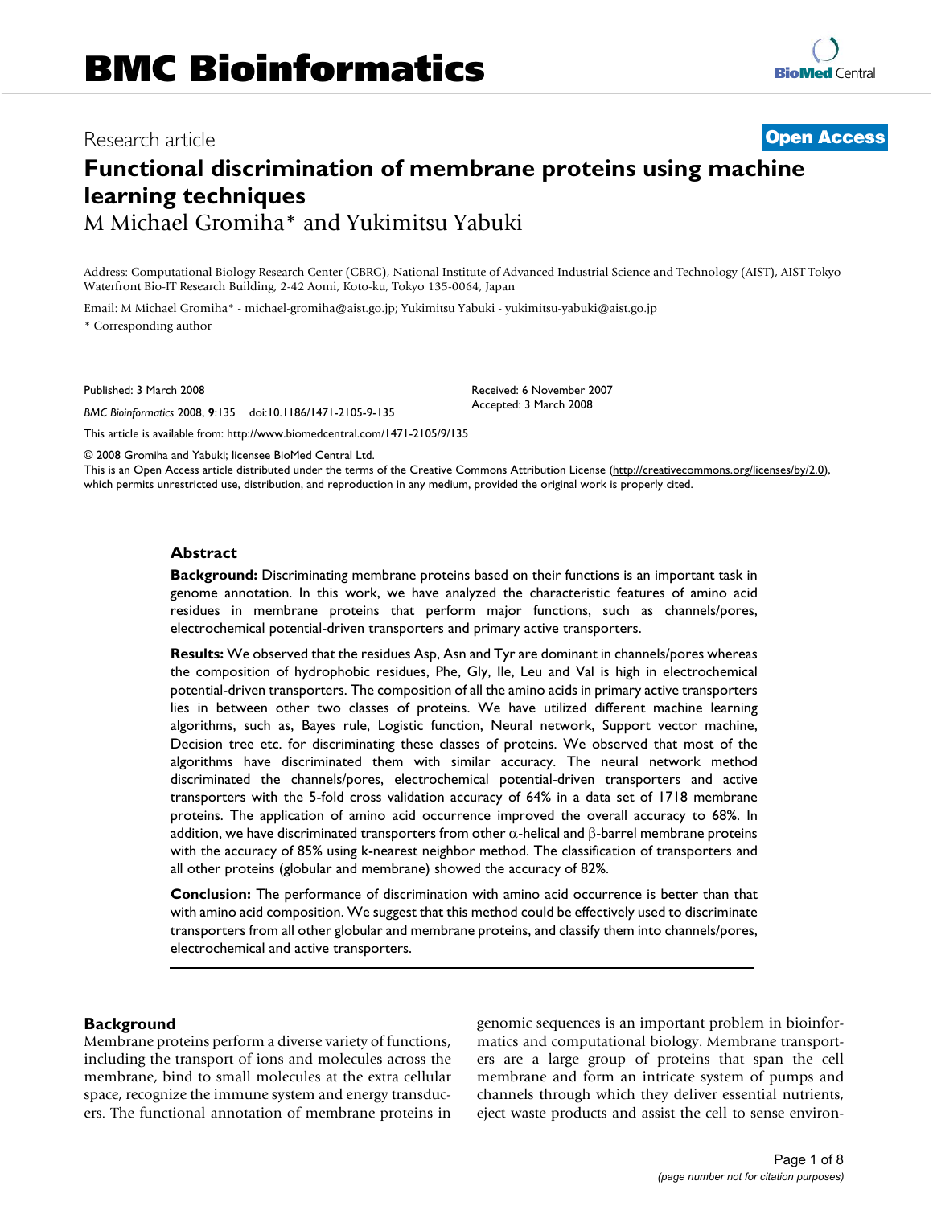# BMC Bioinformatics

Research article

**Open Access**

# Functional discrimination of membrane proteins using machine learning techniques

M Michael Gromiha* and Yukimitsu Yabuki

Address: Computational Biology Research Center (CBRC), National Institute of Advanced Industrial Science and Technology (AIST), AIST Tokyo Waterfront Bio-IT Research Building, 2-42 Aomi, Koto-ku, Tokyo 135-0064, Japan

Email: M Michael Gromiha* - michael-gromiha@aist.go.jp; Yukimitsu Yabuki - yukimitsu-yabuki@aist.go.jp

\* Corresponding author

Published: 3 March 2008

*BMC Bioinformatics* 2008, **9**:135 doi:10.1186/1471-2105-9-135

Received: 6 November 2007
Accepted: 3 March 2008

This article is available from: http://www.biomedcentral.com/1471-2105/9/135

© 2008 Gromiha and Yabuki; licensee BioMed Central Ltd.

This is an Open Access article distributed under the terms of the Creative Commons Attribution License (http://creativecommons.org/licenses/by/2.0), which permits unrestricted use, distribution, and reproduction in any medium, provided the original work is properly cited.

## Abstract

**Background:** Discriminating membrane proteins based on their functions is an important task in genome annotation. In this work, we have analyzed the characteristic features of amino acid residues in membrane proteins that perform major functions, such as channels/pores, electrochemical potential-driven transporters and primary active transporters.

**Results:** We observed that the residues Asp, Asn and Tyr are dominant in channels/pores whereas the composition of hydrophobic residues, Phe, Gly, Ile, Leu and Val is high in electrochemical potential-driven transporters. The composition of all the amino acids in primary active transporters lies in between other two classes of proteins. We have utilized different machine learning algorithms, such as, Bayes rule, Logistic function, Neural network, Support vector machine, Decision tree etc. for discriminating these classes of proteins. We observed that most of the algorithms have discriminated them with similar accuracy. The neural network method discriminated the channels/pores, electrochemical potential-driven transporters and active transporters with the 5-fold cross validation accuracy of 64% in a data set of 1718 membrane proteins. The application of amino acid occurrence improved the overall accuracy to 68%. In addition, we have discriminated transporters from other $\alpha$-helical and $\beta$-barrel membrane proteins with the accuracy of 85% using k-nearest neighbor method. The classification of transporters and all other proteins (globular and membrane) showed the accuracy of 82%.

**Conclusion:** The performance of discrimination with amino acid occurrence is better than that with amino acid composition. We suggest that this method could be effectively used to discriminate transporters from all other globular and membrane proteins, and classify them into channels/pores, electrochemical and active transporters.

## Background

Membrane proteins perform a diverse variety of functions, including the transport of ions and molecules across the membrane, bind to small molecules at the extra cellular space, recognize the immune system and energy transducers. The functional annotation of membrane proteins in genomic sequences is an important problem in bioinformatics and computational biology. Membrane transporters are a large group of proteins that span the cell membrane and form an intricate system of pumps and channels through which they deliver essential nutrients, eject waste products and assist the cell to sense environ-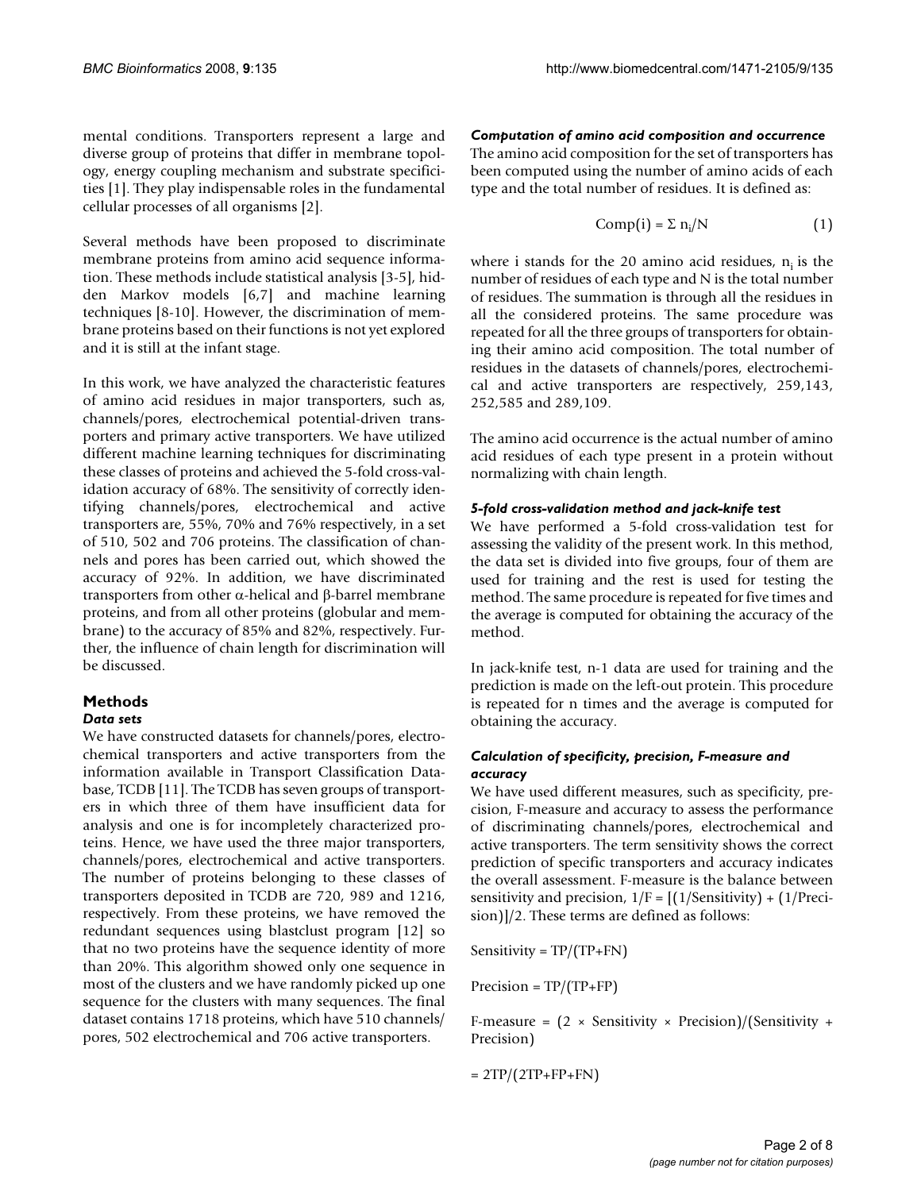mental conditions. Transporters represent a large and diverse group of proteins that differ in membrane topology, energy coupling mechanism and substrate specificities [1]. They play indispensable roles in the fundamental cellular processes of all organisms [2].

Several methods have been proposed to discriminate membrane proteins from amino acid sequence information. These methods include statistical analysis [3-5], hidden Markov models [6,7] and machine learning techniques [8-10]. However, the discrimination of membrane proteins based on their functions is not yet explored and it is still at the infant stage.

In this work, we have analyzed the characteristic features of amino acid residues in major transporters, such as, channels/pores, electrochemical potential-driven transporters and primary active transporters. We have utilized different machine learning techniques for discriminating these classes of proteins and achieved the 5-fold cross-validation accuracy of 68%. The sensitivity of correctly identifying channels/pores, electrochemical and active transporters are, 55%, 70% and 76% respectively, in a set of 510, 502 and 706 proteins. The classification of channels and pores has been carried out, which showed the accuracy of 92%. In addition, we have discriminated transporters from other α-helical and β-barrel membrane proteins, and from all other proteins (globular and membrane) to the accuracy of 85% and 82%, respectively. Further, the influence of chain length for discrimination will be discussed.

## Methods

### Data sets

We have constructed datasets for channels/pores, electrochemical transporters and active transporters from the information available in Transport Classification Database, TCDB [11]. The TCDB has seven groups of transporters in which three of them have insufficient data for analysis and one is for incompletely characterized proteins. Hence, we have used the three major transporters, channels/pores, electrochemical and active transporters. The number of proteins belonging to these classes of transporters deposited in TCDB are 720, 989 and 1216, respectively. From these proteins, we have removed the redundant sequences using blastclust program [12] so that no two proteins have the sequence identity of more than 20%. This algorithm showed only one sequence in most of the clusters and we have randomly picked up one sequence for the clusters with many sequences. The final dataset contains 1718 proteins, which have 510 channels/pores, 502 electrochemical and 706 active transporters.

### Computation of amino acid composition and occurrence

The amino acid composition for the set of transporters has been computed using the number of amino acids of each type and the total number of residues. It is defined as:

$$\text{Comp}(i) = \Sigma\, n_i/N \qquad (1)$$

where i stands for the 20 amino acid residues, $n_i$ is the number of residues of each type and N is the total number of residues. The summation is through all the residues in all the considered proteins. The same procedure was repeated for all the three groups of transporters for obtaining their amino acid composition. The total number of residues in the datasets of channels/pores, electrochemical and active transporters are respectively, 259,143, 252,585 and 289,109.

The amino acid occurrence is the actual number of amino acid residues of each type present in a protein without normalizing with chain length.

### 5-fold cross-validation method and jack-knife test

We have performed a 5-fold cross-validation test for assessing the validity of the present work. In this method, the data set is divided into five groups, four of them are used for training and the rest is used for testing the method. The same procedure is repeated for five times and the average is computed for obtaining the accuracy of the method.

In jack-knife test, n-1 data are used for training and the prediction is made on the left-out protein. This procedure is repeated for n times and the average is computed for obtaining the accuracy.

### Calculation of specificity, precision, F-measure and accuracy

We have used different measures, such as specificity, precision, F-measure and accuracy to assess the performance of discriminating channels/pores, electrochemical and active transporters. The term sensitivity shows the correct prediction of specific transporters and accuracy indicates the overall assessment. F-measure is the balance between sensitivity and precision, $1/F = [(1/\text{Sensitivity}) + (1/\text{Precision})]/2$. These terms are defined as follows:

$$\text{Sensitivity} = TP/(TP+FN)$$

$$\text{Precision} = TP/(TP+FP)$$

$$\text{F-measure} = (2 \times \text{Sensitivity} \times \text{Precision})/(\text{Sensitivity} + \text{Precision})$$

$$= 2TP/(2TP+FP+FN)$$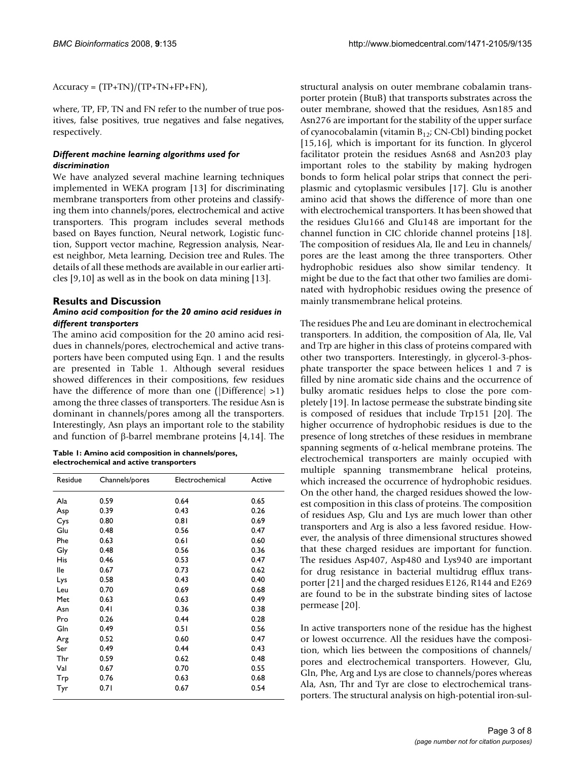Accuracy = (TP+TN)/(TP+TN+FP+FN),

where, TP, FP, TN and FN refer to the number of true positives, false positives, true negatives and false negatives, respectively.

### *Different machine learning algorithms used for discrimination*

We have analyzed several machine learning techniques implemented in WEKA program [13] for discriminating membrane transporters from other proteins and classifying them into channels/pores, electrochemical and active transporters. This program includes several methods based on Bayes function, Neural network, Logistic function, Support vector machine, Regression analysis, Nearest neighbor, Meta learning, Decision tree and Rules. The details of all these methods are available in our earlier articles [9,10] as well as in the book on data mining [13].

## Results and Discussion

### *Amino acid composition for the 20 amino acid residues in different transporters*

The amino acid composition for the 20 amino acid residues in channels/pores, electrochemical and active transporters have been computed using Eqn. 1 and the results are presented in Table 1. Although several residues showed differences in their compositions, few residues have the difference of more than one (|Difference| >1) among the three classes of transporters. The residue Asn is dominant in channels/pores among all the transporters. Interestingly, Asn plays an important role to the stability and function of β-barrel membrane proteins [4,14]. The structural analysis on outer membrane cobalamin transporter protein (BtuB) that transports substrates across the outer membrane, showed that the residues, Asn185 and Asn276 are important for the stability of the upper surface of cyanocobalamin (vitamin $B_{12}$; CN-Cbl) binding pocket [15,16], which is important for its function. In glycerol facilitator protein the residues Asn68 and Asn203 play important roles to the stability by making hydrogen bonds to form helical polar strips that connect the periplasmic and cytoplasmic versibules [17]. Glu is another amino acid that shows the difference of more than one with electrochemical transporters. It has been showed that the residues Glu166 and Glu148 are important for the channel function in CIC chloride channel proteins [18]. The composition of residues Ala, Ile and Leu in channels/pores are the least among the three transporters. Other hydrophobic residues also show similar tendency. It might be due to the fact that other two families are dominated with hydrophobic residues owing the presence of mainly transmembrane helical proteins.

**Table 1: Amino acid composition in channels/pores, electrochemical and active transporters**

| Residue | Channels/pores | Electrochemical | Active |
|---|---|---|---|
| Ala | 0.59 | 0.64 | 0.65 |
| Asp | 0.39 | 0.43 | 0.26 |
| Cys | 0.80 | 0.81 | 0.69 |
| Glu | 0.48 | 0.56 | 0.47 |
| Phe | 0.63 | 0.61 | 0.60 |
| Gly | 0.48 | 0.56 | 0.36 |
| His | 0.46 | 0.53 | 0.47 |
| Ile | 0.67 | 0.73 | 0.62 |
| Lys | 0.58 | 0.43 | 0.40 |
| Leu | 0.70 | 0.69 | 0.68 |
| Met | 0.63 | 0.63 | 0.49 |
| Asn | 0.41 | 0.36 | 0.38 |
| Pro | 0.26 | 0.44 | 0.28 |
| Gln | 0.49 | 0.51 | 0.56 |
| Arg | 0.52 | 0.60 | 0.47 |
| Ser | 0.49 | 0.44 | 0.43 |
| Thr | 0.59 | 0.62 | 0.48 |
| Val | 0.67 | 0.70 | 0.55 |
| Trp | 0.76 | 0.63 | 0.68 |
| Tyr | 0.71 | 0.67 | 0.54 |

The residues Phe and Leu are dominant in electrochemical transporters. In addition, the composition of Ala, Ile, Val and Trp are higher in this class of proteins compared with other two transporters. Interestingly, in glycerol-3-phosphate transporter the space between helices 1 and 7 is filled by nine aromatic side chains and the occurrence of bulky aromatic residues helps to close the pore completely [19]. In lactose permease the substrate binding site is composed of residues that include Trp151 [20]. The higher occurrence of hydrophobic residues is due to the presence of long stretches of these residues in membrane spanning segments of α-helical membrane proteins. The electrochemical transporters are mainly occupied with multiple spanning transmembrane helical proteins, which increased the occurrence of hydrophobic residues. On the other hand, the charged residues showed the lowest composition in this class of proteins. The composition of residues Asp, Glu and Lys are much lower than other transporters and Arg is also a less favored residue. However, the analysis of three dimensional structures showed that these charged residues are important for function. The residues Asp407, Asp480 and Lys940 are important for drug resistance in bacterial multidrug efflux transporter [21] and the charged residues E126, R144 and E269 are found to be in the substrate binding sites of lactose permease [20].

In active transporters none of the residue has the highest or lowest occurrence. All the residues have the composition, which lies between the compositions of channels/pores and electrochemical transporters. However, Glu, Gln, Phe, Arg and Lys are close to channels/pores whereas Ala, Asn, Thr and Tyr are close to electrochemical transporters. The structural analysis on high-potential iron-sul-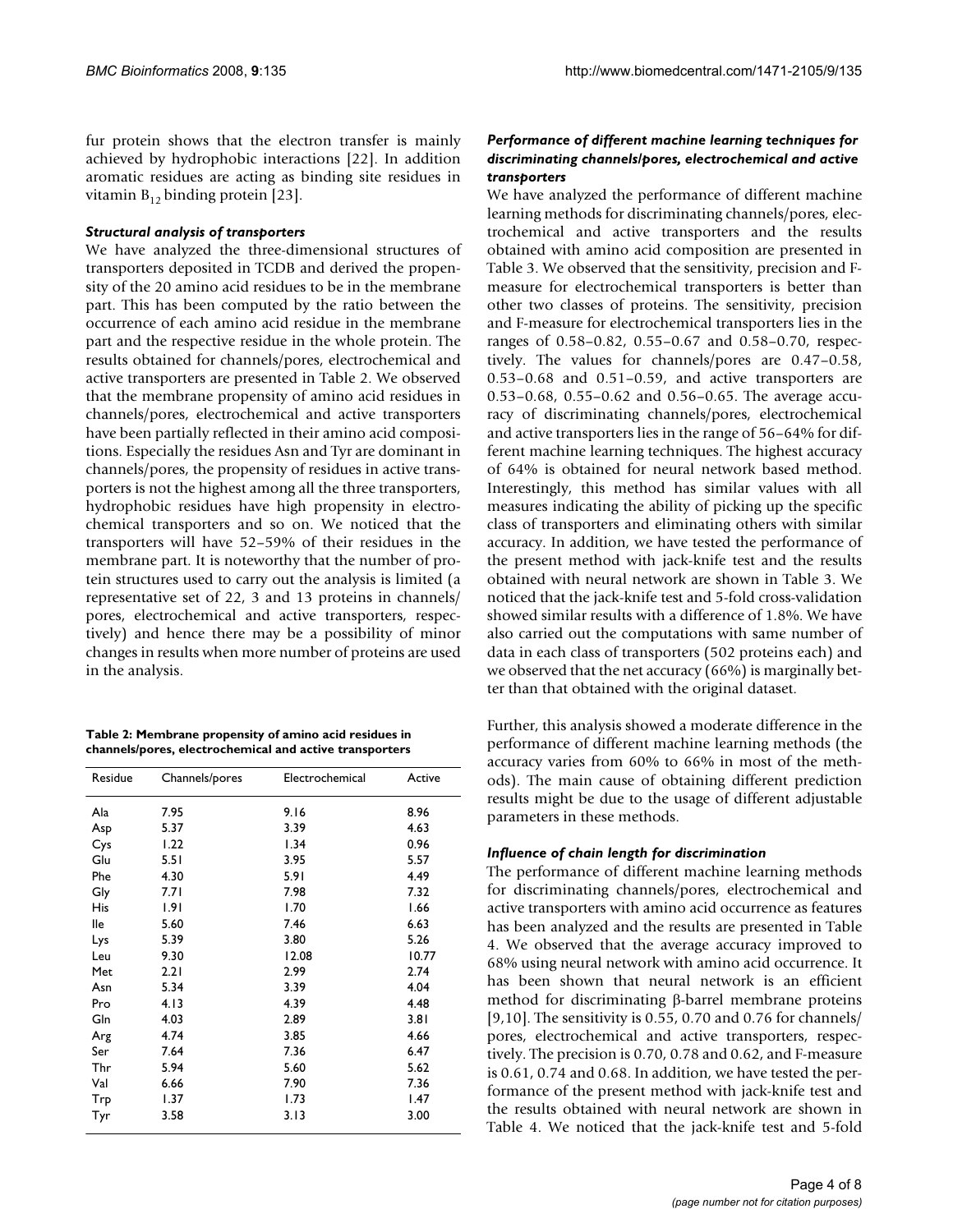fur protein shows that the electron transfer is mainly achieved by hydrophobic interactions [22]. In addition aromatic residues are acting as binding site residues in vitamin $B_{12}$ binding protein [23].

### *Structural analysis of transporters*

We have analyzed the three-dimensional structures of transporters deposited in TCDB and derived the propensity of the 20 amino acid residues to be in the membrane part. This has been computed by the ratio between the occurrence of each amino acid residue in the membrane part and the respective residue in the whole protein. The results obtained for channels/pores, electrochemical and active transporters are presented in Table 2. We observed that the membrane propensity of amino acid residues in channels/pores, electrochemical and active transporters have been partially reflected in their amino acid compositions. Especially the residues Asn and Tyr are dominant in channels/pores, the propensity of residues in active transporters is not the highest among all the three transporters, hydrophobic residues have high propensity in electrochemical transporters and so on. We noticed that the transporters will have 52–59% of their residues in the membrane part. It is noteworthy that the number of protein structures used to carry out the analysis is limited (a representative set of 22, 3 and 13 proteins in channels/pores, electrochemical and active transporters, respectively) and hence there may be a possibility of minor changes in results when more number of proteins are used in the analysis.

**Table 2: Membrane propensity of amino acid residues in channels/pores, electrochemical and active transporters**

| Residue | Channels/pores | Electrochemical | Active |
|---|---|---|---|
| Ala | 7.95 | 9.16 | 8.96 |
| Asp | 5.37 | 3.39 | 4.63 |
| Cys | 1.22 | 1.34 | 0.96 |
| Glu | 5.51 | 3.95 | 5.57 |
| Phe | 4.30 | 5.91 | 4.49 |
| Gly | 7.71 | 7.98 | 7.32 |
| His | 1.91 | 1.70 | 1.66 |
| Ile | 5.60 | 7.46 | 6.63 |
| Lys | 5.39 | 3.80 | 5.26 |
| Leu | 9.30 | 12.08 | 10.77 |
| Met | 2.21 | 2.99 | 2.74 |
| Asn | 5.34 | 3.39 | 4.04 |
| Pro | 4.13 | 4.39 | 4.48 |
| Gln | 4.03 | 2.89 | 3.81 |
| Arg | 4.74 | 3.85 | 4.66 |
| Ser | 7.64 | 7.36 | 6.47 |
| Thr | 5.94 | 5.60 | 5.62 |
| Val | 6.66 | 7.90 | 7.36 |
| Trp | 1.37 | 1.73 | 1.47 |
| Tyr | 3.58 | 3.13 | 3.00 |

### *Performance of different machine learning techniques for discriminating channels/pores, electrochemical and active transporters*

We have analyzed the performance of different machine learning methods for discriminating channels/pores, electrochemical and active transporters and the results obtained with amino acid composition are presented in Table 3. We observed that the sensitivity, precision and F-measure for electrochemical transporters is better than other two classes of proteins. The sensitivity, precision and F-measure for electrochemical transporters lies in the ranges of 0.58–0.82, 0.55–0.67 and 0.58–0.70, respectively. The values for channels/pores are 0.47–0.58, 0.53–0.68 and 0.51–0.59, and active transporters are 0.53–0.68, 0.55–0.62 and 0.56–0.65. The average accuracy of discriminating channels/pores, electrochemical and active transporters lies in the range of 56–64% for different machine learning techniques. The highest accuracy of 64% is obtained for neural network based method. Interestingly, this method has similar values with all measures indicating the ability of picking up the specific class of transporters and eliminating others with similar accuracy. In addition, we have tested the performance of the present method with jack-knife test and the results obtained with neural network are shown in Table 3. We noticed that the jack-knife test and 5-fold cross-validation showed similar results with a difference of 1.8%. We have also carried out the computations with same number of data in each class of transporters (502 proteins each) and we observed that the net accuracy (66%) is marginally better than that obtained with the original dataset.

Further, this analysis showed a moderate difference in the performance of different machine learning methods (the accuracy varies from 60% to 66% in most of the methods). The main cause of obtaining different prediction results might be due to the usage of different adjustable parameters in these methods.

### *Influence of chain length for discrimination*

The performance of different machine learning methods for discriminating channels/pores, electrochemical and active transporters with amino acid occurrence as features has been analyzed and the results are presented in Table 4. We observed that the average accuracy improved to 68% using neural network with amino acid occurrence. It has been shown that neural network is an efficient method for discriminating β-barrel membrane proteins [9,10]. The sensitivity is 0.55, 0.70 and 0.76 for channels/pores, electrochemical and active transporters, respectively. The precision is 0.70, 0.78 and 0.62, and F-measure is 0.61, 0.74 and 0.68. In addition, we have tested the performance of the present method with jack-knife test and the results obtained with neural network are shown in Table 4. We noticed that the jack-knife test and 5-fold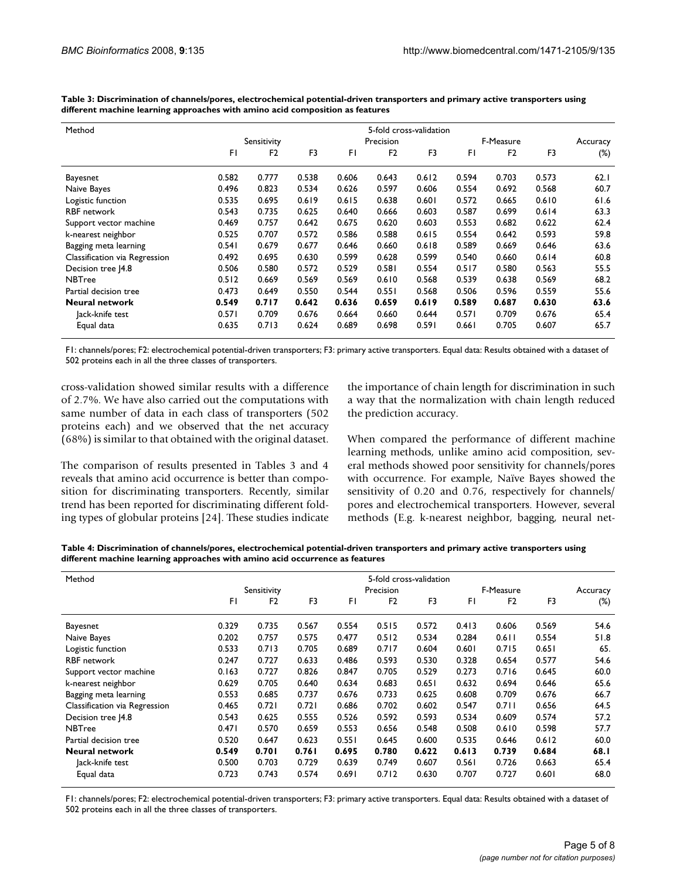**Table 3: Discrimination of channels/pores, electrochemical potential-driven transporters and primary active transporters using different machine learning approaches with amino acid composition as features**

| Method | 5-fold cross-validation | | | | | | | | | |
|---|---|---|---|---|---|---|---|---|---|---|
| | Sensitivity | | | Precision | | | F-Measure | | | Accuracy |
| | F1 | F2 | F3 | F1 | F2 | F3 | F1 | F2 | F3 | (%) |
| Bayesnet | 0.582 | 0.777 | 0.538 | 0.606 | 0.643 | 0.612 | 0.594 | 0.703 | 0.573 | 62.1 |
| Naive Bayes | 0.496 | 0.823 | 0.534 | 0.626 | 0.597 | 0.606 | 0.554 | 0.692 | 0.568 | 60.7 |
| Logistic function | 0.535 | 0.695 | 0.619 | 0.615 | 0.638 | 0.601 | 0.572 | 0.665 | 0.610 | 61.6 |
| RBF network | 0.543 | 0.735 | 0.625 | 0.640 | 0.666 | 0.603 | 0.587 | 0.699 | 0.614 | 63.3 |
| Support vector machine | 0.469 | 0.757 | 0.642 | 0.675 | 0.620 | 0.603 | 0.553 | 0.682 | 0.622 | 62.4 |
| k-nearest neighbor | 0.525 | 0.707 | 0.572 | 0.586 | 0.588 | 0.615 | 0.554 | 0.642 | 0.593 | 59.8 |
| Bagging meta learning | 0.541 | 0.679 | 0.677 | 0.646 | 0.660 | 0.618 | 0.589 | 0.669 | 0.646 | 63.6 |
| Classification via Regression | 0.492 | 0.695 | 0.630 | 0.599 | 0.628 | 0.599 | 0.540 | 0.660 | 0.614 | 60.8 |
| Decision tree J4.8 | 0.506 | 0.580 | 0.572 | 0.529 | 0.581 | 0.554 | 0.517 | 0.580 | 0.563 | 55.5 |
| NBTree | 0.512 | 0.669 | 0.569 | 0.569 | 0.610 | 0.568 | 0.539 | 0.638 | 0.569 | 68.2 |
| Partial decision tree | 0.473 | 0.649 | 0.550 | 0.544 | 0.551 | 0.568 | 0.506 | 0.596 | 0.559 | 55.6 |
| **Neural network** | **0.549** | **0.717** | **0.642** | **0.636** | **0.659** | **0.619** | **0.589** | **0.687** | **0.630** | **63.6** |
| Jack-knife test | 0.571 | 0.709 | 0.676 | 0.664 | 0.660 | 0.644 | 0.571 | 0.709 | 0.676 | 65.4 |
| Equal data | 0.635 | 0.713 | 0.624 | 0.689 | 0.698 | 0.591 | 0.661 | 0.705 | 0.607 | 65.7 |

F1: channels/pores; F2: electrochemical potential-driven transporters; F3: primary active transporters. Equal data: Results obtained with a dataset of 502 proteins each in all the three classes of transporters.

cross-validation showed similar results with a difference of 2.7%. We have also carried out the computations with same number of data in each class of transporters (502 proteins each) and we observed that the net accuracy (68%) is similar to that obtained with the original dataset.

The comparison of results presented in Tables 3 and 4 reveals that amino acid occurrence is better than composition for discriminating transporters. Recently, similar trend has been reported for discriminating different folding types of globular proteins [24]. These studies indicate the importance of chain length for discrimination in such a way that the normalization with chain length reduced the prediction accuracy.

When compared the performance of different machine learning methods, unlike amino acid composition, several methods showed poor sensitivity for channels/pores with occurrence. For example, Naïve Bayes showed the sensitivity of 0.20 and 0.76, respectively for channels/pores and electrochemical transporters. However, several methods (E.g. k-nearest neighbor, bagging, neural net-

**Table 4: Discrimination of channels/pores, electrochemical potential-driven transporters and primary active transporters using different machine learning approaches with amino acid occurrence as features**

| Method | 5-fold cross-validation | | | | | | | | | |
|---|---|---|---|---|---|---|---|---|---|---|
| | Sensitivity | | | Precision | | | F-Measure | | | Accuracy |
| | F1 | F2 | F3 | F1 | F2 | F3 | F1 | F2 | F3 | (%) |
| Bayesnet | 0.329 | 0.735 | 0.567 | 0.554 | 0.515 | 0.572 | 0.413 | 0.606 | 0.569 | 54.6 |
| Naive Bayes | 0.202 | 0.757 | 0.575 | 0.477 | 0.512 | 0.534 | 0.284 | 0.611 | 0.554 | 51.8 |
| Logistic function | 0.533 | 0.713 | 0.705 | 0.689 | 0.717 | 0.604 | 0.601 | 0.715 | 0.651 | 65. |
| RBF network | 0.247 | 0.727 | 0.633 | 0.486 | 0.593 | 0.530 | 0.328 | 0.654 | 0.577 | 54.6 |
| Support vector machine | 0.163 | 0.727 | 0.826 | 0.847 | 0.705 | 0.529 | 0.273 | 0.716 | 0.645 | 60.0 |
| k-nearest neighbor | 0.629 | 0.705 | 0.640 | 0.634 | 0.683 | 0.651 | 0.632 | 0.694 | 0.646 | 65.6 |
| Bagging meta learning | 0.553 | 0.685 | 0.737 | 0.676 | 0.733 | 0.625 | 0.608 | 0.709 | 0.676 | 66.7 |
| Classification via Regression | 0.465 | 0.721 | 0.721 | 0.686 | 0.702 | 0.602 | 0.547 | 0.711 | 0.656 | 64.5 |
| Decision tree J4.8 | 0.543 | 0.625 | 0.555 | 0.526 | 0.592 | 0.593 | 0.534 | 0.609 | 0.574 | 57.2 |
| NBTree | 0.471 | 0.570 | 0.659 | 0.553 | 0.656 | 0.548 | 0.508 | 0.610 | 0.598 | 57.7 |
| Partial decision tree | 0.520 | 0.647 | 0.623 | 0.551 | 0.645 | 0.600 | 0.535 | 0.646 | 0.612 | 60.0 |
| **Neural network** | **0.549** | **0.701** | **0.761** | **0.695** | **0.780** | **0.622** | **0.613** | **0.739** | **0.684** | **68.1** |
| Jack-knife test | 0.500 | 0.703 | 0.729 | 0.639 | 0.749 | 0.607 | 0.561 | 0.726 | 0.663 | 65.4 |
| Equal data | 0.723 | 0.743 | 0.574 | 0.691 | 0.712 | 0.630 | 0.707 | 0.727 | 0.601 | 68.0 |

F1: channels/pores; F2: electrochemical potential-driven transporters; F3: primary active transporters. Equal data: Results obtained with a dataset of 502 proteins each in all the three classes of transporters.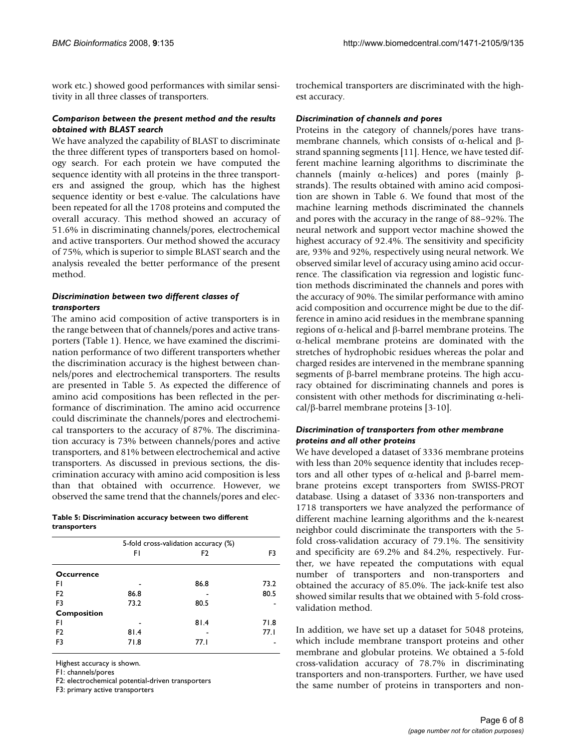work etc.) showed good performances with similar sensitivity in all three classes of transporters.

### *Comparison between the present method and the results obtained with BLAST search*

We have analyzed the capability of BLAST to discriminate the three different types of transporters based on homology search. For each protein we have computed the sequence identity with all proteins in the three transporters and assigned the group, which has the highest sequence identity or best e-value. The calculations have been repeated for all the 1708 proteins and computed the overall accuracy. This method showed an accuracy of 51.6% in discriminating channels/pores, electrochemical and active transporters. Our method showed the accuracy of 75%, which is superior to simple BLAST search and the analysis revealed the better performance of the present method.

### *Discrimination between two different classes of transporters*

The amino acid composition of active transporters is in the range between that of channels/pores and active transporters (Table 1). Hence, we have examined the discrimination performance of two different transporters whether the discrimination accuracy is the highest between channels/pores and electrochemical transporters. The results are presented in Table 5. As expected the difference of amino acid compositions has been reflected in the performance of discrimination. The amino acid occurrence could discriminate the channels/pores and electrochemical transporters to the accuracy of 87%. The discrimination accuracy is 73% between channels/pores and active transporters, and 81% between electrochemical and active transporters. As discussed in previous sections, the discrimination accuracy with amino acid composition is less than that obtained with occurrence. However, we observed the same trend that the channels/pores and electrochemical transporters are discriminated with the highest accuracy.

**Table 5: Discrimination accuracy between two different transporters**

| | 5-fold cross-validation accuracy (%) | | |
|---|---|---|---|
| | F1 | F2 | F3 |
| **Occurrence** | | | |
| F1 | - | 86.8 | 73.2 |
| F2 | 86.8 | - | 80.5 |
| F3 | 73.2 | 80.5 | - |
| **Composition** | | | |
| F1 | - | 81.4 | 71.8 |
| F2 | 81.4 | - | 77.1 |
| F3 | 71.8 | 77.1 | - |

Highest accuracy is shown.

F1: channels/pores

F2: electrochemical potential-driven transporters

F3: primary active transporters

### *Discrimination of channels and pores*

Proteins in the category of channels/pores have transmembrane channels, which consists of α-helical and β-strand spanning segments [11]. Hence, we have tested different machine learning algorithms to discriminate the channels (mainly α-helices) and pores (mainly β-strands). The results obtained with amino acid composition are shown in Table 6. We found that most of the machine learning methods discriminated the channels and pores with the accuracy in the range of 88–92%. The neural network and support vector machine showed the highest accuracy of 92.4%. The sensitivity and specificity are, 93% and 92%, respectively using neural network. We observed similar level of accuracy using amino acid occurrence. The classification via regression and logistic function methods discriminated the channels and pores with the accuracy of 90%. The similar performance with amino acid composition and occurrence might be due to the difference in amino acid residues in the membrane spanning regions of α-helical and β-barrel membrane proteins. The α-helical membrane proteins are dominated with the stretches of hydrophobic residues whereas the polar and charged resides are intervened in the membrane spanning segments of β-barrel membrane proteins. The high accuracy obtained for discriminating channels and pores is consistent with other methods for discriminating α-helical/β-barrel membrane proteins [3-10].

### *Discrimination of transporters from other membrane proteins and all other proteins*

We have developed a dataset of 3336 membrane proteins with less than 20% sequence identity that includes receptors and all other types of α-helical and β-barrel membrane proteins except transporters from SWISS-PROT database. Using a dataset of 3336 non-transporters and 1718 transporters we have analyzed the performance of different machine learning algorithms and the k-nearest neighbor could discriminate the transporters with the 5-fold cross-validation accuracy of 79.1%. The sensitivity and specificity are 69.2% and 84.2%, respectively. Further, we have repeated the computations with equal number of transporters and non-transporters and obtained the accuracy of 85.0%. The jack-knife test also showed similar results that we obtained with 5-fold cross-validation method.

In addition, we have set up a dataset for 5048 proteins, which include membrane transport proteins and other membrane and globular proteins. We obtained a 5-fold cross-validation accuracy of 78.7% in discriminating transporters and non-transporters. Further, we have used the same number of proteins in transporters and non-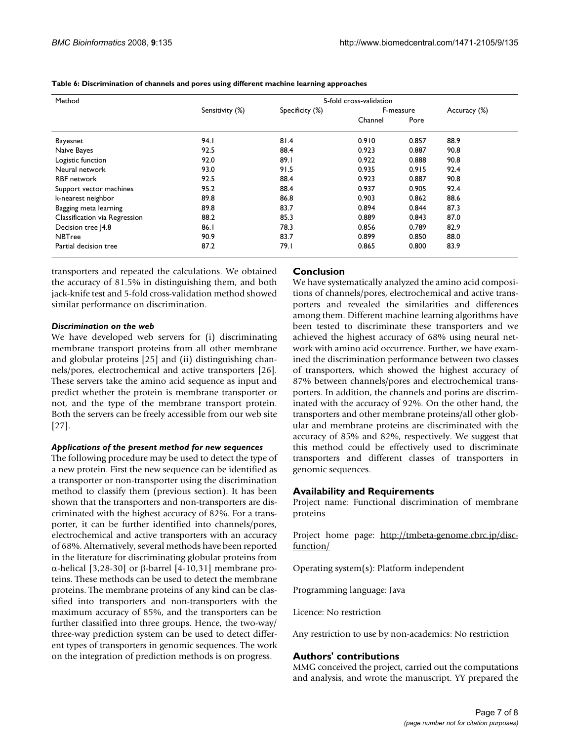**Table 6: Discrimination of channels and pores using different machine learning approaches**

| Method | 5-fold cross-validation | | | | |
|---|---|---|---|---|---|
| | Sensitivity (%) | Specificity (%) | F-measure | | Accuracy (%) |
| | | | Channel | Pore | |
| Bayesnet | 94.1 | 81.4 | 0.910 | 0.857 | 88.9 |
| Naive Bayes | 92.5 | 88.4 | 0.923 | 0.887 | 90.8 |
| Logistic function | 92.0 | 89.1 | 0.922 | 0.888 | 90.8 |
| Neural network | 93.0 | 91.5 | 0.935 | 0.915 | 92.4 |
| RBF network | 92.5 | 88.4 | 0.923 | 0.887 | 90.8 |
| Support vector machines | 95.2 | 88.4 | 0.937 | 0.905 | 92.4 |
| k-nearest neighbor | 89.8 | 86.8 | 0.903 | 0.862 | 88.6 |
| Bagging meta learning | 89.8 | 83.7 | 0.894 | 0.844 | 87.3 |
| Classification via Regression | 88.2 | 85.3 | 0.889 | 0.843 | 87.0 |
| Decision tree J4.8 | 86.1 | 78.3 | 0.856 | 0.789 | 82.9 |
| NBTree | 90.9 | 83.7 | 0.899 | 0.850 | 88.0 |
| Partial decision tree | 87.2 | 79.1 | 0.865 | 0.800 | 83.9 |

transporters and repeated the calculations. We obtained the accuracy of 81.5% in distinguishing them, and both jack-knife test and 5-fold cross-validation method showed similar performance on discrimination.

### *Discrimination on the web*

We have developed web servers for (i) discriminating membrane transport proteins from all other membrane and globular proteins [25] and (ii) distinguishing channels/pores, electrochemical and active transporters [26]. These servers take the amino acid sequence as input and predict whether the protein is membrane transporter or not, and the type of the membrane transport protein. Both the servers can be freely accessible from our web site [27].

### *Applications of the present method for new sequences*

The following procedure may be used to detect the type of a new protein. First the new sequence can be identified as a transporter or non-transporter using the discrimination method to classify them (previous section). It has been shown that the transporters and non-transporters are discriminated with the highest accuracy of 82%. For a transporter, it can be further identified into channels/pores, electrochemical and active transporters with an accuracy of 68%. Alternatively, several methods have been reported in the literature for discriminating globular proteins from α-helical [3,28-30] or β-barrel [4-10,31] membrane proteins. These methods can be used to detect the membrane proteins. The membrane proteins of any kind can be classified into transporters and non-transporters with the maximum accuracy of 85%, and the transporters can be further classified into three groups. Hence, the two-way/three-way prediction system can be used to detect different types of transporters in genomic sequences. The work on the integration of prediction methods is on progress.

## Conclusion

We have systematically analyzed the amino acid compositions of channels/pores, electrochemical and active transporters and revealed the similarities and differences among them. Different machine learning algorithms have been tested to discriminate these transporters and we achieved the highest accuracy of 68% using neural network with amino acid occurrence. Further, we have examined the discrimination performance between two classes of transporters, which showed the highest accuracy of 87% between channels/pores and electrochemical transporters. In addition, the channels and porins are discriminated with the accuracy of 92%. On the other hand, the transporters and other membrane proteins/all other globular and membrane proteins are discriminated with the accuracy of 85% and 82%, respectively. We suggest that this method could be effectively used to discriminate transporters and different classes of transporters in genomic sequences.

## Availability and Requirements

Project name: Functional discrimination of membrane proteins

Project home page: http://tmbeta-genome.cbrc.jp/disc-function/

Operating system(s): Platform independent

Programming language: Java

Licence: No restriction

Any restriction to use by non-academics: No restriction

## Authors' contributions

MMG conceived the project, carried out the computations and analysis, and wrote the manuscript. YY prepared the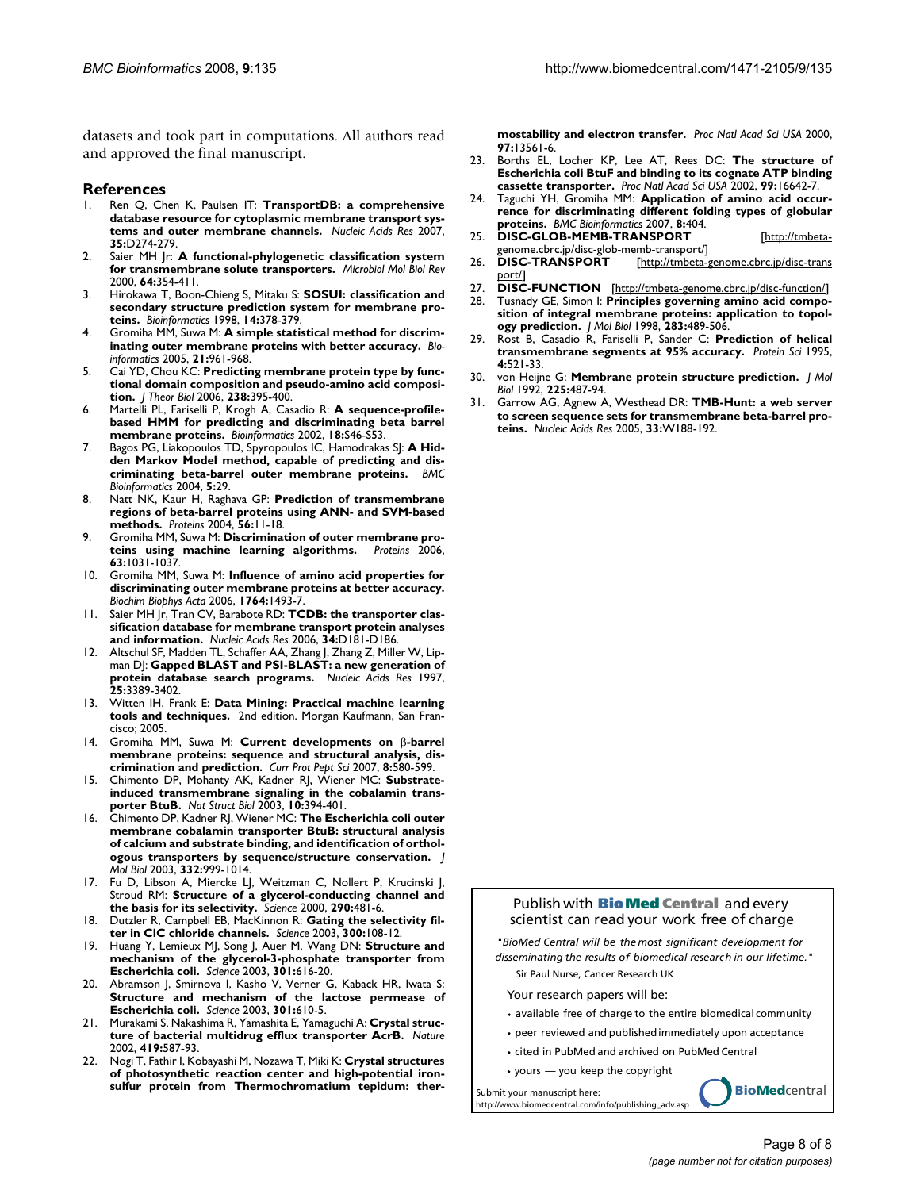datasets and took part in computations. All authors read and approved the final manuscript.

## References

1. Ren Q, Chen K, Paulsen IT: **TransportDB: a comprehensive database resource for cytoplasmic membrane transport systems and outer membrane channels.** *Nucleic Acids Res* 2007, **35:**D274-279.
2. Saier MH Jr: **A functional-phylogenetic classification system for transmembrane solute transporters.** *Microbiol Mol Biol Rev* 2000, **64:**354-411.
3. Hirokawa T, Boon-Chieng S, Mitaku S: **SOSUI: classification and secondary structure prediction system for membrane proteins.** *Bioinformatics* 1998, **14:**378-379.
4. Gromiha MM, Suwa M: **A simple statistical method for discriminating outer membrane proteins with better accuracy.** *Bioinformatics* 2005, **21:**961-968.
5. Cai YD, Chou KC: **Predicting membrane protein type by functional domain composition and pseudo-amino acid composition.** *J Theor Biol* 2006, **238:**395-400.
6. Martelli PL, Fariselli P, Krogh A, Casadio R: **A sequence-profile-based HMM for predicting and discriminating beta barrel membrane proteins.** *Bioinformatics* 2002, **18:**S46-S53.
7. Bagos PG, Liakopoulos TD, Spyropoulos IC, Hamodrakas SJ: **A Hidden Markov Model method, capable of predicting and discriminating beta-barrel outer membrane proteins.** *BMC Bioinformatics* 2004, **5:**29.
8. Natt NK, Kaur H, Raghava GP: **Prediction of transmembrane regions of beta-barrel proteins using ANN- and SVM-based methods.** *Proteins* 2004, **56:**11-18.
9. Gromiha MM, Suwa M: **Discrimination of outer membrane proteins using machine learning algorithms.** *Proteins* 2006, **63:**1031-1037.
10. Gromiha MM, Suwa M: **Influence of amino acid properties for discriminating outer membrane proteins at better accuracy.** *Biochim Biophys Acta* 2006, **1764:**1493-7.
11. Saier MH Jr, Tran CV, Barabote RD: **TCDB: the transporter classification database for membrane transport protein analyses and information.** *Nucleic Acids Res* 2006, **34:**D181-D186.
12. Altschul SF, Madden TL, Schaffer AA, Zhang J, Zhang Z, Miller W, Lipman DJ: **Gapped BLAST and PSI-BLAST: a new generation of protein database search programs.** *Nucleic Acids Res* 1997, **25:**3389-3402.
13. Witten IH, Frank E: **Data Mining: Practical machine learning tools and techniques.** 2nd edition. Morgan Kaufmann, San Francisco; 2005.
14. Gromiha MM, Suwa M: **Current developments on β-barrel membrane proteins: sequence and structural analysis, discrimination and prediction.** *Curr Prot Pept Sci* 2007, **8:**580-599.
15. Chimento DP, Mohanty AK, Kadner RJ, Wiener MC: **Substrate-induced transmembrane signaling in the cobalamin transporter BtuB.** *Nat Struct Biol* 2003, **10:**394-401.
16. Chimento DP, Kadner RJ, Wiener MC: **The Escherichia coli outer membrane cobalamin transporter BtuB: structural analysis of calcium and substrate binding, and identification of orthologous transporters by sequence/structure conservation.** *J Mol Biol* 2003, **332:**999-1014.
17. Fu D, Libson A, Miercke LJ, Weitzman C, Nollert P, Krucinski J, Stroud RM: **Structure of a glycerol-conducting channel and the basis for its selectivity.** *Science* 2000, **290:**481-6.
18. Dutzler R, Campbell EB, MacKinnon R: **Gating the selectivity filter in ClC chloride channels.** *Science* 2003, **300:**108-12.
19. Huang Y, Lemieux MJ, Song J, Auer M, Wang DN: **Structure and mechanism of the glycerol-3-phosphate transporter from Escherichia coli.** *Science* 2003, **301:**616-20.
20. Abramson J, Smirnova I, Kasho V, Verner G, Kaback HR, Iwata S: **Structure and mechanism of the lactose permease of Escherichia coli.** *Science* 2003, **301:**610-5.
21. Murakami S, Nakashima R, Yamashita E, Yamaguchi A: **Crystal structure of bacterial multidrug efflux transporter AcrB.** *Nature* 2002, **419:**587-93.
22. Nogi T, Fathir I, Kobayashi M, Nozawa T, Miki K: **Crystal structures of photosynthetic reaction center and high-potential iron-sulfur protein from Thermochromatium tepidum: thermostability and electron transfer.** *Proc Natl Acad Sci USA* 2000, **97:**13561-6.
23. Borths EL, Locher KP, Lee AT, Rees DC: **The structure of Escherichia coli BtuF and binding to its cognate ATP binding cassette transporter.** *Proc Natl Acad Sci USA* 2002, **99:**16642-7.
24. Taguchi YH, Gromiha MM: **Application of amino acid occurrence for discriminating different folding types of globular proteins.** *BMC Bioinformatics* 2007, **8:**404.
25. **DISC-GLOB-MEMB-TRANSPORT** [http://tmbeta-genome.cbrc.jp/disc-glob-memb-transport/]
26. **DISC-TRANSPORT** [http://tmbeta-genome.cbrc.jp/disc-transport/]
27. **DISC-FUNCTION** [http://tmbeta-genome.cbrc.jp/disc-function/]
28. Tusnady GE, Simon I: **Principles governing amino acid composition of integral membrane proteins: application to topology prediction.** *J Mol Biol* 1998, **283:**489-506.
29. Rost B, Casadio R, Fariselli P, Sander C: **Prediction of helical transmembrane segments at 95% accuracy.** *Protein Sci* 1995, **4:**521-33.
30. von Heijne G: **Membrane protein structure prediction.** *J Mol Biol* 1992, **225:**487-94.
31. Garrow AG, Agnew A, Westhead DR: **TMB-Hunt: a web server to screen sequence sets for transmembrane beta-barrel proteins.** *Nucleic Acids Res* 2005, **33:**W188-192.

Publish with **BioMed Central** and every scientist can read your work free of charge

*"BioMed Central will be the most significant development for disseminating the results of biomedical research in our lifetime."*

Sir Paul Nurse, Cancer Research UK

Your research papers will be:

- available free of charge to the entire biomedical community
- peer reviewed and published immediately upon acceptance
- cited in PubMed and archived on PubMed Central
- yours — you keep the copyright

Submit your manuscript here:
http://www.biomedcentral.com/info/publishing_adv.asp

BioMedcentral